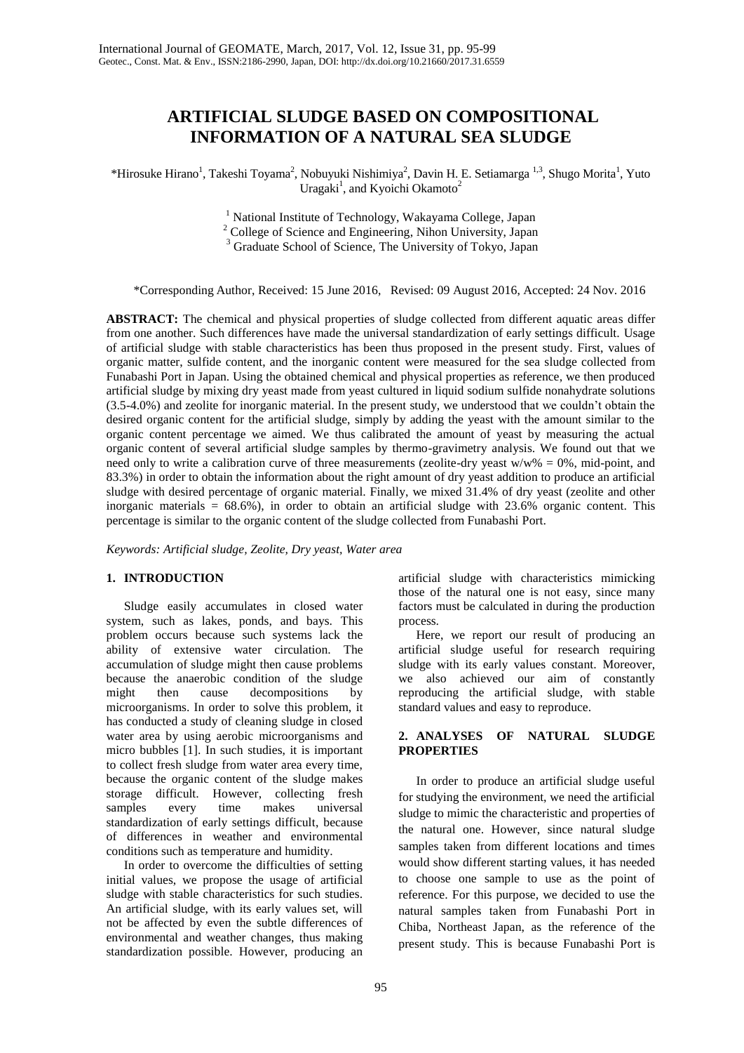# ARTIFICIAL SLUDGE BASED ON COMPOSITIONAL INFORMATION OF A NATURAL SEA SLUDGE

*Hirosuke Hirano[1], Takeshi Toyama[2], Nobuyuki Nishimiya[2], Davin H. E. Setiamarga [1,3], Shugo Morita[1], Yuto Uragaki[1], and Kyoichi Okamoto[2]

[1] National Institute of Technology, Wakayama College, Japan
[2] College of Science and Engineering, Nihon University, Japan
[3] Graduate School of Science, The University of Tokyo, Japan

*Corresponding Author, Received: 15 June 2016, Revised: 09 August 2016, Accepted: 24 Nov. 2016

**ABSTRACT:** The chemical and physical properties of sludge collected from different aquatic areas differ from one another. Such differences have made the universal standardization of early settings difficult. Usage of artificial sludge with stable characteristics has been thus proposed in the present study. First, values of organic matter, sulfide content, and the inorganic content were measured for the sea sludge collected from Funabashi Port in Japan. Using the obtained chemical and physical properties as reference, we then produced artificial sludge by mixing dry yeast made from yeast cultured in liquid sodium sulfide nonahydrate solutions (3.5-4.0%) and zeolite for inorganic material. In the present study, we understood that we couldn't obtain the desired organic content for the artificial sludge, simply by adding the yeast with the amount similar to the organic content percentage we aimed. We thus calibrated the amount of yeast by measuring the actual organic content of several artificial sludge samples by thermo-gravimetry analysis. We found out that we need only to write a calibration curve of three measurements (zeolite-dry yeast w/w% = 0%, mid-point, and 83.3%) in order to obtain the information about the right amount of dry yeast addition to produce an artificial sludge with desired percentage of organic material. Finally, we mixed 31.4% of dry yeast (zeolite and other inorganic materials = 68.6%), in order to obtain an artificial sludge with 23.6% organic content. This percentage is similar to the organic content of the sludge collected from Funabashi Port.

*Keywords: Artificial sludge, Zeolite, Dry yeast, Water area*

## 1. INTRODUCTION

Sludge easily accumulates in closed water system, such as lakes, ponds, and bays. This problem occurs because such systems lack the ability of extensive water circulation. The accumulation of sludge might then cause problems because the anaerobic condition of the sludge might then cause decompositions by microorganisms. In order to solve this problem, it has conducted a study of cleaning sludge in closed water area by using aerobic microorganisms and micro bubbles [1]. In such studies, it is important to collect fresh sludge from water area every time, because the organic content of the sludge makes storage difficult. However, collecting fresh samples every time makes universal standardization of early settings difficult, because of differences in weather and environmental conditions such as temperature and humidity.

In order to overcome the difficulties of setting initial values, we propose the usage of artificial sludge with stable characteristics for such studies. An artificial sludge, with its early values set, will not be affected by even the subtle differences of environmental and weather changes, thus making standardization possible. However, producing an artificial sludge with characteristics mimicking those of the natural one is not easy, since many factors must be calculated in during the production process.

Here, we report our result of producing an artificial sludge useful for research requiring sludge with its early values constant. Moreover, we also achieved our aim of constantly reproducing the artificial sludge, with stable standard values and easy to reproduce.

## 2. ANALYSES OF NATURAL SLUDGE PROPERTIES

In order to produce an artificial sludge useful for studying the environment, we need the artificial sludge to mimic the characteristic and properties of the natural one. However, since natural sludge samples taken from different locations and times would show different starting values, it has needed to choose one sample to use as the point of reference. For this purpose, we decided to use the natural samples taken from Funabashi Port in Chiba, Northeast Japan, as the reference of the present study. This is because Funabashi Port is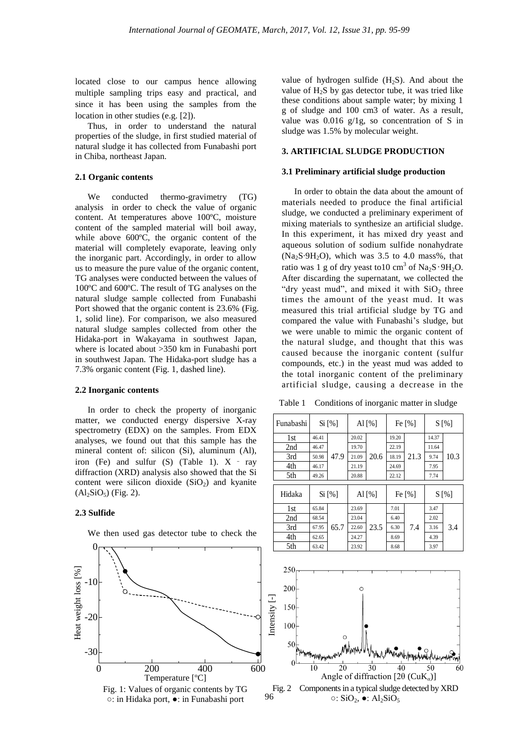located close to our campus hence allowing multiple sampling trips easy and practical, and since it has been using the samples from the location in other studies (e.g. [2]).

Thus, in order to understand the natural properties of the sludge, in first studied material of natural sludge it has collected from Funabashi port in Chiba, northeast Japan.

### 2.1 Organic contents

We conducted thermo-gravimetry (TG) analysis in order to check the value of organic content. At temperatures above 100ºC, moisture content of the sampled material will boil away, while above 600ºC, the organic content of the material will completely evaporate, leaving only the inorganic part. Accordingly, in order to allow us to measure the pure value of the organic content, TG analyses were conducted between the values of 100ºC and 600ºC. The result of TG analyses on the natural sludge sample collected from Funabashi Port showed that the organic content is 23.6% (Fig. 1, solid line). For comparison, we also measured natural sludge samples collected from other the Hidaka-port in Wakayama in southwest Japan, where is located about >350 km in Funabashi port in southwest Japan. The Hidaka-port sludge has a 7.3% organic content (Fig. 1, dashed line).

### 2.2 Inorganic contents

In order to check the property of inorganic matter, we conducted energy dispersive X-ray spectrometry (EDX) on the samples. From EDX analyses, we found out that this sample has the mineral content of: silicon (Si), aluminum (Al), iron (Fe) and sulfur (S) (Table 1). X - ray diffraction (XRD) analysis also showed that the Si content were silicon dioxide ($SiO_2$) and kyanite ($Al_2SiO_5$) (Fig. 2).

### 2.3 Sulfide

We then used gas detector tube to check the value of hydrogen sulfide ($H_2S$). And about the value of $H_2S$ by gas detector tube, it was tried like these conditions about sample water; by mixing 1 g of sludge and 100 cm3 of water. As a result, value was 0.016 g/1g, so concentration of S in sludge was 1.5% by molecular weight.

Fig. 1: Values of organic contents by TG
○: in Hidaka port, ●: in Funabashi port

## 3. ARTIFICIAL SLUDGE PRODUCTION

### 3.1 Preliminary artificial sludge production

In order to obtain the data about the amount of materials needed to produce the final artificial sludge, we conducted a preliminary experiment of mixing materials to synthesize an artificial sludge. In this experiment, it has mixed dry yeast and aqueous solution of sodium sulfide nonahydrate ($Na_2S{\cdot}9H_2O$), which was 3.5 to 4.0 mass%, that ratio was 1 g of dry yeast to10 cm$^3$ of $Na_2S{\cdot}9H_2O$. After discarding the supernatant, we collected the "dry yeast mud", and mixed it with $SiO_2$ three times the amount of the yeast mud. It was measured this trial artificial sludge by TG and compared the value with Funabashi's sludge, but we were unable to mimic the organic content of the natural sludge, and thought that this was caused because the inorganic content (sulfur compounds, etc.) in the yeast mud was added to the total inorganic content of the preliminary artificial sludge, causing a decrease in the

Table 1 Conditions of inorganic matter in sludge

| Funabashi | Si [%] | | Al [%] | | Fe [%] | | S [%] | |
|---|---|---|---|---|---|---|---|---|
| 1st | 46.41 | 47.9 | 20.02 | 20.6 | 19.20 | 21.3 | 14.37 | 10.3 |
| 2nd | 46.47 | | 19.70 | | 22.19 | | 11.64 | |
| 3rd | 50.98 | | 21.09 | | 18.19 | | 9.74 | |
| 4th | 46.17 | | 21.19 | | 24.69 | | 7.95 | |
| 5th | 49.26 | | 20.88 | | 22.12 | | 7.74 | |
| **Hidaka** | **Si [%]** | | **Al [%]** | | **Fe [%]** | | **S [%]** | |
| 1st | 65.84 | 65.7 | 23.69 | 23.5 | 7.01 | 7.4 | 3.47 | 3.4 |
| 2nd | 68.54 | | 23.04 | | 6.40 | | 2.02 | |
| 3rd | 67.95 | | 22.60 | | 6.30 | | 3.16 | |
| 4th | 62.65 | | 24.27 | | 8.69 | | 4.39 | |
| 5th | 63.42 | | 23.92 | | 8.68 | | 3.97 | |

Fig. 2 Components in a typical sludge detected by XRD
○: $SiO_2$, ●: $Al_2SiO_5$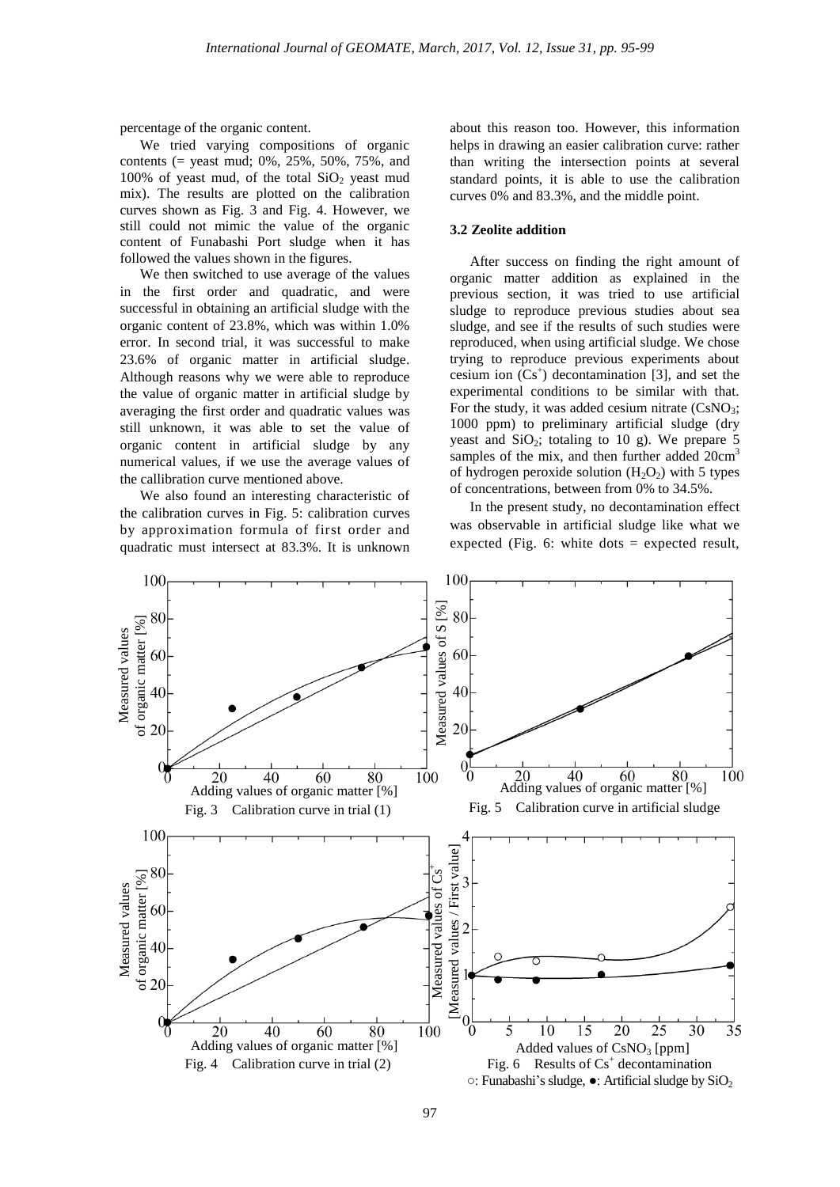percentage of the organic content.

We tried varying compositions of organic contents (= yeast mud; 0%, 25%, 50%, 75%, and 100% of yeast mud, of the total $SiO_2$ yeast mud mix). The results are plotted on the calibration curves shown as Fig. 3 and Fig. 4. However, we still could not mimic the value of the organic content of Funabashi Port sludge when it has followed the values shown in the figures.

We then switched to use average of the values in the first order and quadratic, and were successful in obtaining an artificial sludge with the organic content of 23.8%, which was within 1.0% error. In second trial, it was successful to make 23.6% of organic matter in artificial sludge. Although reasons why we were able to reproduce the value of organic matter in artificial sludge by averaging the first order and quadratic values was still unknown, it was able to set the value of organic content in artificial sludge by any numerical values, if we use the average values of the callibration curve mentioned above.

We also found an interesting characteristic of the calibration curves in Fig. 5: calibration curves by approximation formula of first order and quadratic must intersect at 83.3%. It is unknown about this reason too. However, this information helps in drawing an easier calibration curve: rather than writing the intersection points at several standard points, it is able to use the calibration curves 0% and 83.3%, and the middle point.

### 3.2 Zeolite addition

After success on finding the right amount of organic matter addition as explained in the previous section, it was tried to use artificial sludge to reproduce previous studies about sea sludge, and see if the results of such studies were reproduced, when using artificial sludge. We chose trying to reproduce previous experiments about cesium ion ($Cs^+$) decontamination [3], and set the experimental conditions to be similar with that. For the study, it was added cesium nitrate ($CsNO_3$; 1000 ppm) to preliminary artificial sludge (dry yeast and $SiO_2$; totaling to 10 g). We prepare 5 samples of the mix, and then further added 20cm$^3$ of hydrogen peroxide solution ($H_2O_2$) with 5 types of concentrations, between from 0% to 34.5%.

In the present study, no decontamination effect was observable in artificial sludge like what we expected (Fig. 6: white dots = expected result,

Fig. 3 Calibration curve in trial (1)

Fig. 5 Calibration curve in artificial sludge

Fig. 4 Calibration curve in trial (2)

Fig. 6 Results of $Cs^+$ decontamination
○: Funabashi's sludge, ●: Artificial sludge by $SiO_2$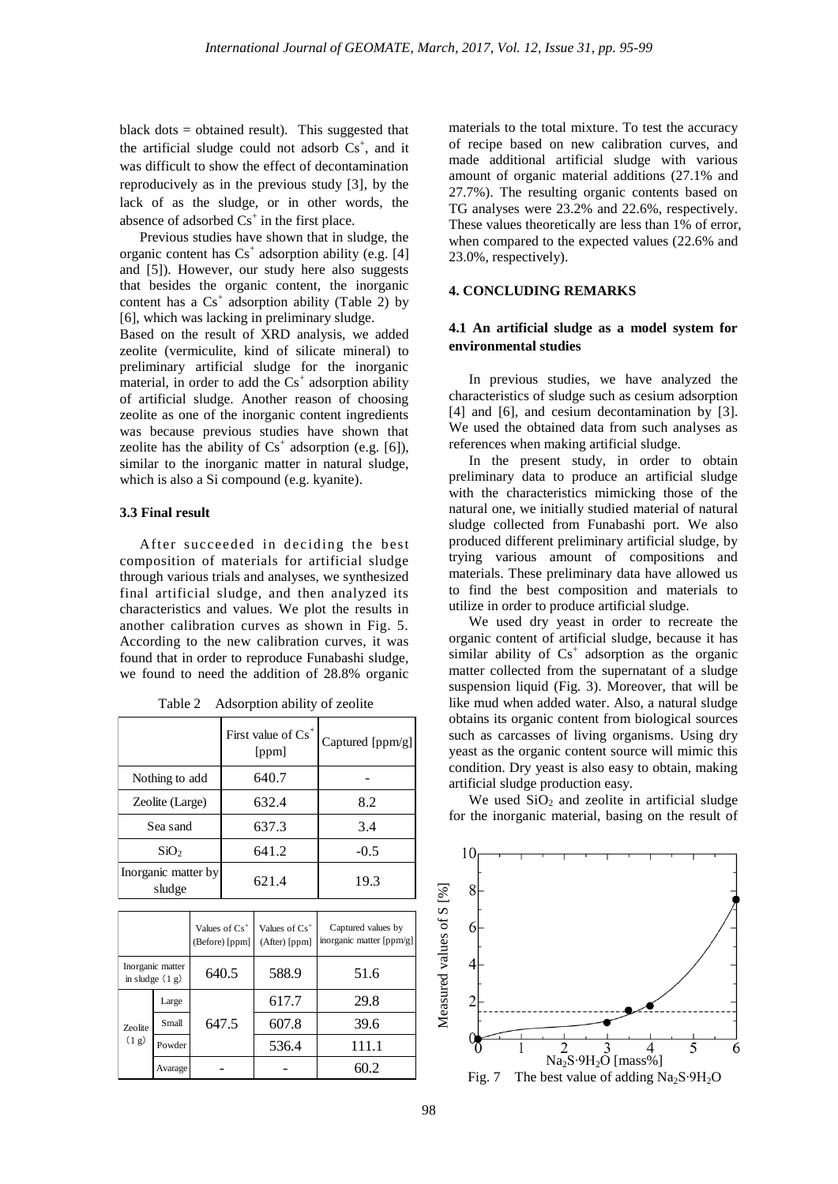black dots = obtained result). This suggested that the artificial sludge could not adsorb $Cs^+$, and it was difficult to show the effect of decontamination reproducively as in the previous study [3], by the lack of as the sludge, or in other words, the absence of adsorbed $Cs^+$ in the first place.

Previous studies have shown that in sludge, the organic content has $Cs^+$ adsorption ability (e.g. [4] and [5]). However, our study here also suggests that besides the organic content, the inorganic content has a $Cs^+$ adsorption ability (Table 2) by [6], which was lacking in preliminary sludge.

Based on the result of XRD analysis, we added zeolite (vermiculite, kind of silicate mineral) to preliminary artificial sludge for the inorganic material, in order to add the $Cs^+$ adsorption ability of artificial sludge. Another reason of choosing zeolite as one of the inorganic content ingredients was because previous studies have shown that zeolite has the ability of $Cs^+$ adsorption (e.g. [6]), similar to the inorganic matter in natural sludge, which is also a Si compound (e.g. kyanite).

### 3.3 Final result

After succeeded in deciding the best composition of materials for artificial sludge through various trials and analyses, we synthesized final artificial sludge, and then analyzed its characteristics and values. We plot the results in another calibration curves as shown in Fig. 5. According to the new calibration curves, it was found that in order to reproduce Funabashi sludge, we found to need the addition of 28.8% organic materials to the total mixture. To test the accuracy of recipe based on new calibration curves, and made additional artificial sludge with various amount of organic material additions (27.1% and 27.7%). The resulting organic contents based on TG analyses were 23.2% and 22.6%, respectively. These values theoretically are less than 1% of error, when compared to the expected values (22.6% and 23.0%, respectively).

Table 2 Adsorption ability of zeolite

| | First value of $Cs^+$ [ppm] | Captured [ppm/g] |
|---|---|---|
| Nothing to add | 640.7 | - |
| Zeolite (Large) | 632.4 | 8.2 |
| Sea sand | 637.3 | 3.4 |
| $SiO_2$ | 641.2 | -0.5 |
| Inorganic matter by sludge | 621.4 | 19.3 |

| | | Values of $Cs^+$ (Before) [ppm] | Values of $Cs^+$ (After) [ppm] | Captured values by inorganic matter [ppm/g] |
|---|---|---|---|---|
| Inorganic matter in sludge (1 g) | | 640.5 | 588.9 | 51.6 |
| Zeolite (1 g) | Large | 647.5 | 617.7 | 29.8 |
| | Small | | 607.8 | 39.6 |
| | Powder | | 536.4 | 111.1 |
| | Avarage | - | - | 60.2 |

## 4. CONCLUDING REMARKS

### 4.1 An artificial sludge as a model system for environmental studies

In previous studies, we have analyzed the characteristics of sludge such as cesium adsorption [4] and [6], and cesium decontamination by [3]. We used the obtained data from such analyses as references when making artificial sludge.

In the present study, in order to obtain preliminary data to produce an artificial sludge with the characteristics mimicking those of the natural one, we initially studied material of natural sludge collected from Funabashi port. We also produced different preliminary artificial sludge, by trying various amount of compositions and materials. These preliminary data have allowed us to find the best composition and materials to utilize in order to produce artificial sludge.

We used dry yeast in order to recreate the organic content of artificial sludge, because it has similar ability of $Cs^+$ adsorption as the organic matter collected from the supernatant of a sludge suspension liquid (Fig. 3). Moreover, that will be like mud when added water. Also, a natural sludge obtains its organic content from biological sources such as carcasses of living organisms. Using dry yeast as the organic content source will mimic this condition. Dry yeast is also easy to obtain, making artificial sludge production easy.

We used $SiO_2$ and zeolite in artificial sludge for the inorganic material, basing on the result of

Fig. 7 The best value of adding $Na_2S{\cdot}9H_2O$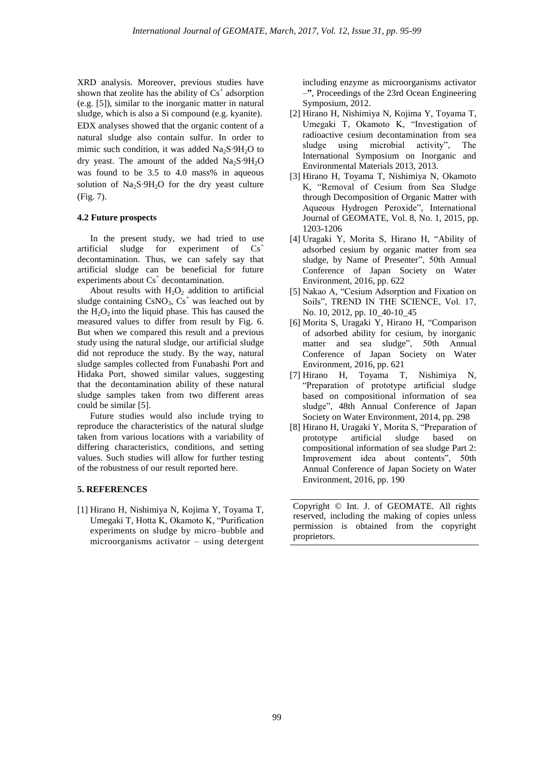XRD analysis. Moreover, previous studies have shown that zeolite has the ability of $Cs^+$ adsorption (e.g. [5]), similar to the inorganic matter in natural sludge, which is also a Si compound (e.g. kyanite). EDX analyses showed that the organic content of a natural sludge also contain sulfur. In order to mimic such condition, it was added $Na_2S·9H_2O$ to dry yeast. The amount of the added $Na_2S·9H_2O$ was found to be 3.5 to 4.0 mass% in aqueous solution of $Na_2S·9H_2O$ for the dry yeast culture (Fig. 7).

### 4.2 Future prospects

In the present study, we had tried to use artificial sludge for experiment of $Cs^+$ decontamination. Thus, we can safely say that artificial sludge can be beneficial for future experiments about $Cs^+$ decontamination.

About results with $H_2O_2$ addition to artificial sludge containing $CsNO_3$, $Cs^+$ was leached out by the $H_2O_2$ into the liquid phase. This has caused the measured values to differ from result by Fig. 6. But when we compared this result and a previous study using the natural sludge, our artificial sludge did not reproduce the study. By the way, natural sludge samples collected from Funabashi Port and Hidaka Port, showed similar values, suggesting that the decontamination ability of these natural sludge samples taken from two different areas could be similar [5].

Future studies would also include trying to reproduce the characteristics of the natural sludge taken from various locations with a variability of differing characteristics, conditions, and setting values. Such studies will allow for further testing of the robustness of our result reported here.

## 5. REFERENCES

[1] Hirano H, Nishimiya N, Kojima Y, Toyama T, Umegaki T, Hotta K, Okamoto K, "Purification experiments on sludge by micro–bubble and microorganisms activator – using detergent including enzyme as microorganisms activator –", Proceedings of the 23rd Ocean Engineering Symposium, 2012.

[2] Hirano H, Nishimiya N, Kojima Y, Toyama T, Umegaki T, Okamoto K, "Investigation of radioactive cesium decontamination from sea sludge using microbial activity", The International Symposium on Inorganic and Environmental Materials 2013, 2013.

[3] Hirano H, Toyama T, Nishimiya N, Okamoto K, "Removal of Cesium from Sea Sludge through Decomposition of Organic Matter with Aqueous Hydrogen Peroxide", International Journal of GEOMATE, Vol. 8, No. 1, 2015, pp. 1203-1206

[4] Uragaki Y, Morita S, Hirano H, "Ability of adsorbed cesium by organic matter from sea sludge, by Name of Presenter", 50th Annual Conference of Japan Society on Water Environment, 2016, pp. 622

[5] Nakao A, "Cesium Adsorption and Fixation on Soils", TREND IN THE SCIENCE, Vol. 17, No. 10, 2012, pp. 10_40-10_45

[6] Morita S, Uragaki Y, Hirano H, "Comparison of adsorbed ability for cesium, by inorganic matter and sea sludge", 50th Annual Conference of Japan Society on Water Environment, 2016, pp. 621

[7] Hirano H, Toyama T, Nishimiya N, "Preparation of prototype artificial sludge based on compositional information of sea sludge", 48th Annual Conference of Japan Society on Water Environment, 2014, pp. 298

[8] Hirano H, Uragaki Y, Morita S, "Preparation of prototype artificial sludge based on compositional information of sea sludge Part 2: Improvement idea about contents", 50th Annual Conference of Japan Society on Water Environment, 2016, pp. 190

---

Copyright © Int. J. of GEOMATE. All rights reserved, including the making of copies unless permission is obtained from the copyright proprietors.